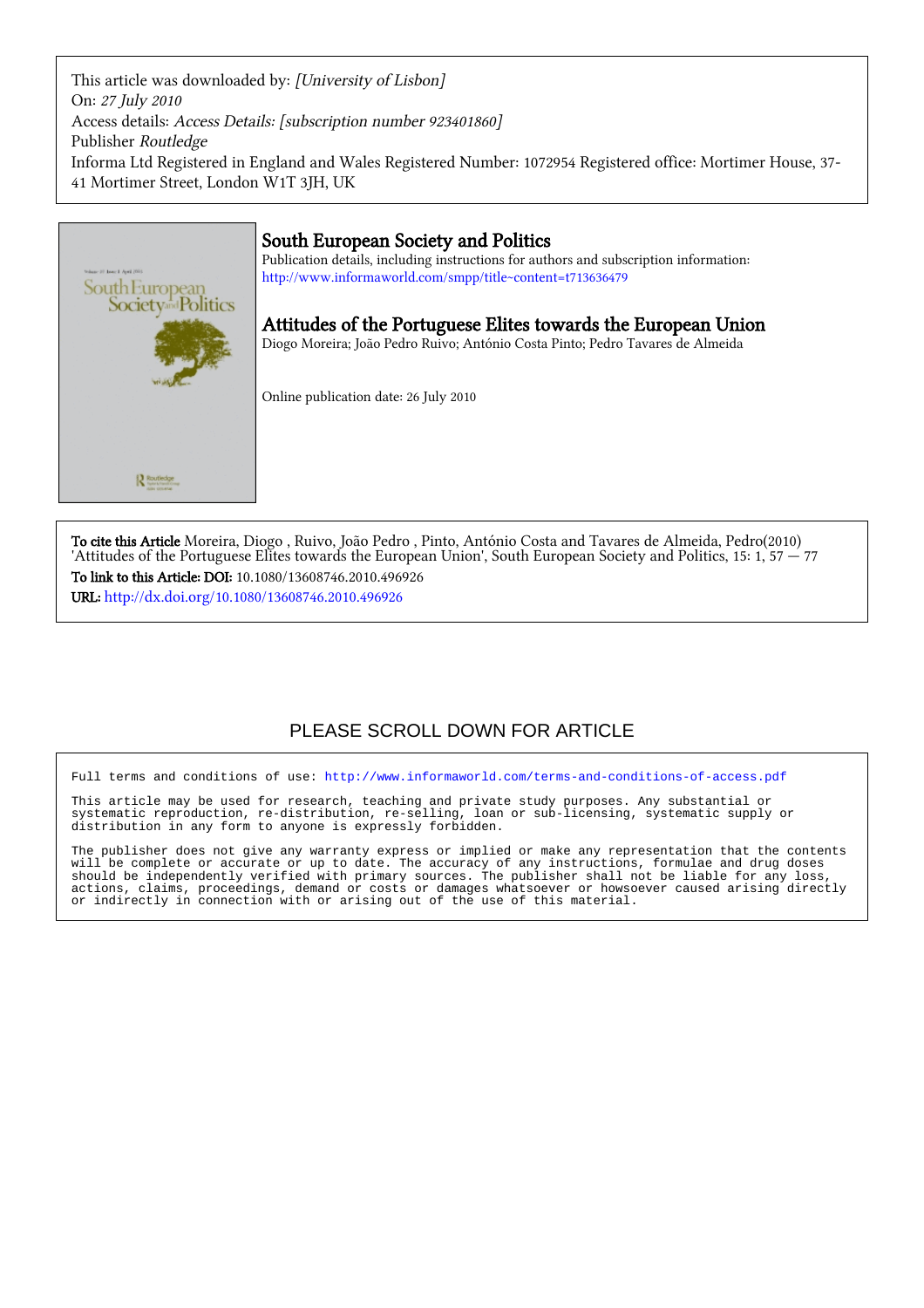This article was downloaded by: *[University of Lisbon]*
On: *27 July 2010*
Access details: *Access Details: [subscription number 923401860]*
Publisher *Routledge*
Informa Ltd Registered in England and Wales Registered Number: 1072954 Registered office: Mortimer House, 37-41 Mortimer Street, London W1T 3JH, UK

# South European Society and Politics

Publication details, including instructions for authors and subscription information:
http://www.informaworld.com/smpp/title~content=t713636479

## Attitudes of the Portuguese Elites towards the European Union

Diogo Moreira; João Pedro Ruivo; António Costa Pinto; Pedro Tavares de Almeida

Online publication date: 26 July 2010

**To cite this Article** Moreira, Diogo , Ruivo, João Pedro , Pinto, António Costa and Tavares de Almeida, Pedro(2010) 'Attitudes of the Portuguese Elites towards the European Union', South European Society and Politics, 15: 1, 57 — 77

**To link to this Article: DOI:** 10.1080/13608746.2010.496926

**URL:** http://dx.doi.org/10.1080/13608746.2010.496926

PLEASE SCROLL DOWN FOR ARTICLE

Full terms and conditions of use: http://www.informaworld.com/terms-and-conditions-of-access.pdf

This article may be used for research, teaching and private study purposes. Any substantial or systematic reproduction, re-distribution, re-selling, loan or sub-licensing, systematic supply or distribution in any form to anyone is expressly forbidden.

The publisher does not give any warranty express or implied or make any representation that the contents will be complete or accurate or up to date. The accuracy of any instructions, formulae and drug doses should be independently verified with primary sources. The publisher shall not be liable for any loss, actions, claims, proceedings, demand or costs or damages whatsoever or howsoever caused arising directly or indirectly in connection with or arising out of the use of this material.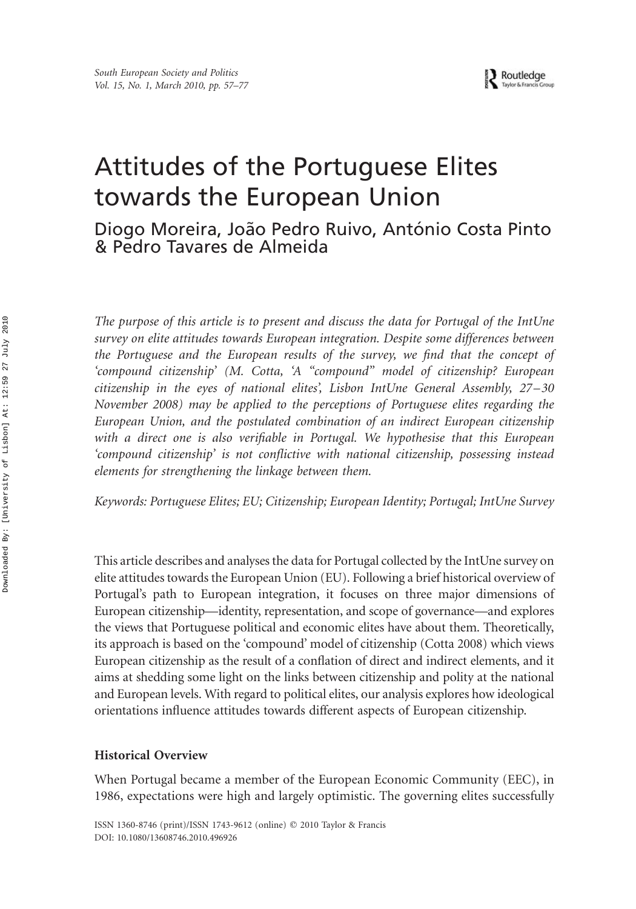# Attitudes of the Portuguese Elites towards the European Union

Diogo Moreira, João Pedro Ruivo, António Costa Pinto & Pedro Tavares de Almeida

*The purpose of this article is to present and discuss the data for Portugal of the IntUne survey on elite attitudes towards European integration. Despite some differences between the Portuguese and the European results of the survey, we find that the concept of 'compound citizenship' (M. Cotta, 'A "compound" model of citizenship? European citizenship in the eyes of national elites', Lisbon IntUne General Assembly, 27–30 November 2008) may be applied to the perceptions of Portuguese elites regarding the European Union, and the postulated combination of an indirect European citizenship with a direct one is also verifiable in Portugal. We hypothesise that this European 'compound citizenship' is not conflictive with national citizenship, possessing instead elements for strengthening the linkage between them.*

*Keywords: Portuguese Elites; EU; Citizenship; European Identity; Portugal; IntUne Survey*

This article describes and analyses the data for Portugal collected by the IntUne survey on elite attitudes towards the European Union (EU). Following a brief historical overview of Portugal's path to European integration, it focuses on three major dimensions of European citizenship—identity, representation, and scope of governance—and explores the views that Portuguese political and economic elites have about them. Theoretically, its approach is based on the 'compound' model of citizenship (Cotta 2008) which views European citizenship as the result of a conflation of direct and indirect elements, and it aims at shedding some light on the links between citizenship and polity at the national and European levels. With regard to political elites, our analysis explores how ideological orientations influence attitudes towards different aspects of European citizenship.

## Historical Overview

When Portugal became a member of the European Economic Community (EEC), in 1986, expectations were high and largely optimistic. The governing elites successfully

ISSN 1360-8746 (print)/ISSN 1743-9612 (online) © 2010 Taylor & Francis
DOI: 10.1080/13608746.2010.496926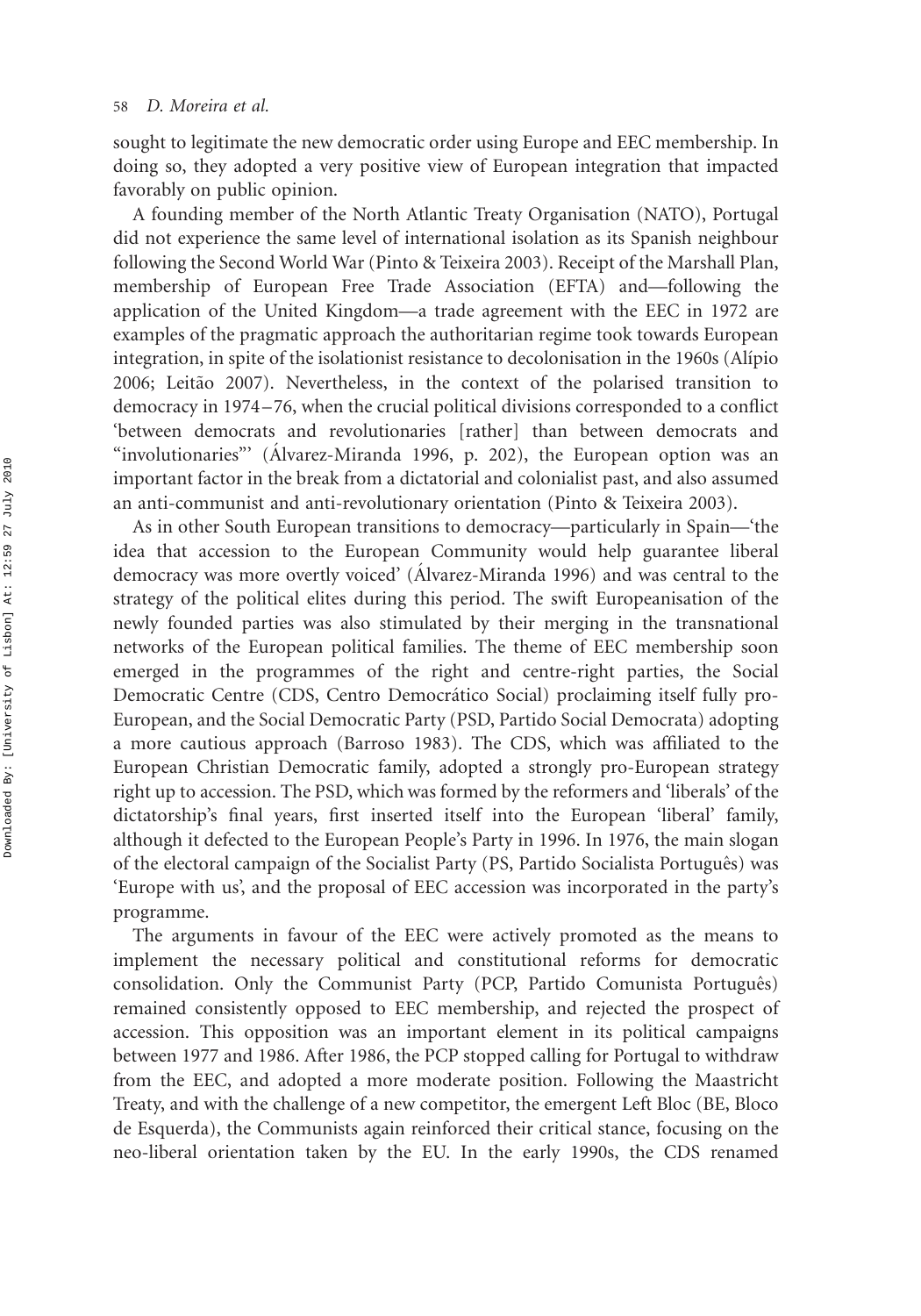sought to legitimate the new democratic order using Europe and EEC membership. In doing so, they adopted a very positive view of European integration that impacted favorably on public opinion.

A founding member of the North Atlantic Treaty Organisation (NATO), Portugal did not experience the same level of international isolation as its Spanish neighbour following the Second World War (Pinto & Teixeira 2003). Receipt of the Marshall Plan, membership of European Free Trade Association (EFTA) and—following the application of the United Kingdom—a trade agreement with the EEC in 1972 are examples of the pragmatic approach the authoritarian regime took towards European integration, in spite of the isolationist resistance to decolonisation in the 1960s (Alípio 2006; Leitão 2007). Nevertheless, in the context of the polarised transition to democracy in 1974–76, when the crucial political divisions corresponded to a conflict 'between democrats and revolutionaries [rather] than between democrats and "involutionaries"' (Álvarez-Miranda 1996, p. 202), the European option was an important factor in the break from a dictatorial and colonialist past, and also assumed an anti-communist and anti-revolutionary orientation (Pinto & Teixeira 2003).

As in other South European transitions to democracy—particularly in Spain—'the idea that accession to the European Community would help guarantee liberal democracy was more overtly voiced' (Álvarez-Miranda 1996) and was central to the strategy of the political elites during this period. The swift Europeanisation of the newly founded parties was also stimulated by their merging in the transnational networks of the European political families. The theme of EEC membership soon emerged in the programmes of the right and centre-right parties, the Social Democratic Centre (CDS, Centro Democrático Social) proclaiming itself fully pro-European, and the Social Democratic Party (PSD, Partido Social Democrata) adopting a more cautious approach (Barroso 1983). The CDS, which was affiliated to the European Christian Democratic family, adopted a strongly pro-European strategy right up to accession. The PSD, which was formed by the reformers and 'liberals' of the dictatorship's final years, first inserted itself into the European 'liberal' family, although it defected to the European People's Party in 1996. In 1976, the main slogan of the electoral campaign of the Socialist Party (PS, Partido Socialista Português) was 'Europe with us', and the proposal of EEC accession was incorporated in the party's programme.

The arguments in favour of the EEC were actively promoted as the means to implement the necessary political and constitutional reforms for democratic consolidation. Only the Communist Party (PCP, Partido Comunista Português) remained consistently opposed to EEC membership, and rejected the prospect of accession. This opposition was an important element in its political campaigns between 1977 and 1986. After 1986, the PCP stopped calling for Portugal to withdraw from the EEC, and adopted a more moderate position. Following the Maastricht Treaty, and with the challenge of a new competitor, the emergent Left Bloc (BE, Bloco de Esquerda), the Communists again reinforced their critical stance, focusing on the neo-liberal orientation taken by the EU. In the early 1990s, the CDS renamed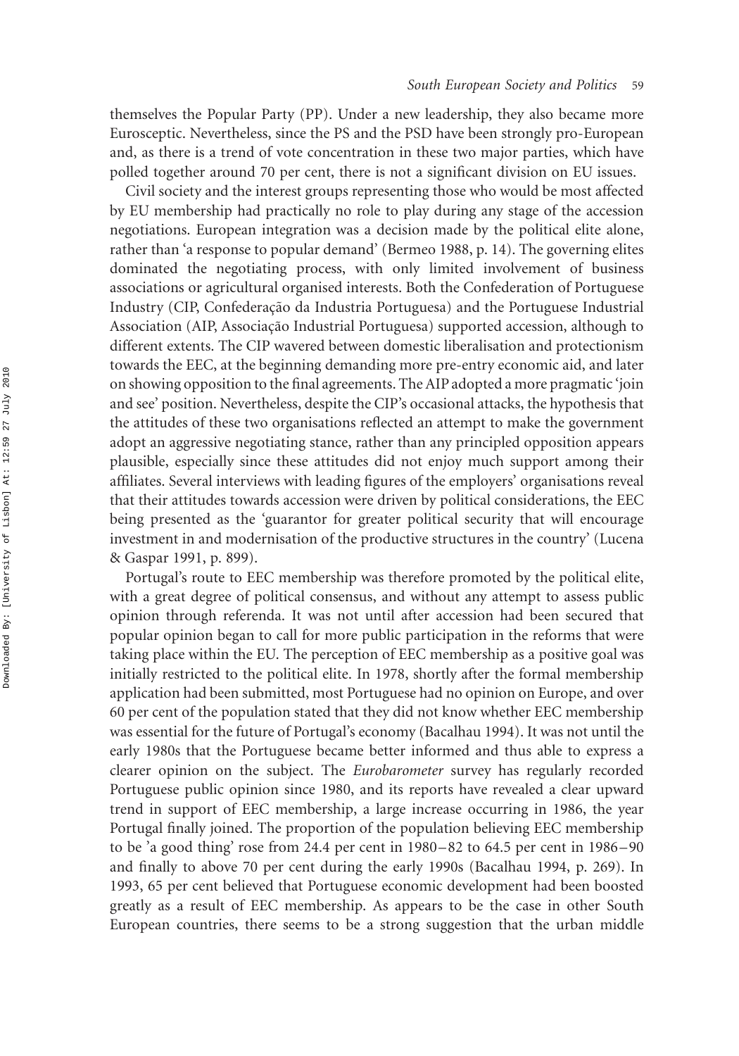themselves the Popular Party (PP). Under a new leadership, they also became more Eurosceptic. Nevertheless, since the PS and the PSD have been strongly pro-European and, as there is a trend of vote concentration in these two major parties, which have polled together around 70 per cent, there is not a significant division on EU issues.

Civil society and the interest groups representing those who would be most affected by EU membership had practically no role to play during any stage of the accession negotiations. European integration was a decision made by the political elite alone, rather than 'a response to popular demand' (Bermeo 1988, p. 14). The governing elites dominated the negotiating process, with only limited involvement of business associations or agricultural organised interests. Both the Confederation of Portuguese Industry (CIP, Confederação da Industria Portuguesa) and the Portuguese Industrial Association (AIP, Associação Industrial Portuguesa) supported accession, although to different extents. The CIP wavered between domestic liberalisation and protectionism towards the EEC, at the beginning demanding more pre-entry economic aid, and later on showing opposition to the final agreements. The AIP adopted a more pragmatic 'join and see' position. Nevertheless, despite the CIP's occasional attacks, the hypothesis that the attitudes of these two organisations reflected an attempt to make the government adopt an aggressive negotiating stance, rather than any principled opposition appears plausible, especially since these attitudes did not enjoy much support among their affiliates. Several interviews with leading figures of the employers' organisations reveal that their attitudes towards accession were driven by political considerations, the EEC being presented as the 'guarantor for greater political security that will encourage investment in and modernisation of the productive structures in the country' (Lucena & Gaspar 1991, p. 899).

Portugal's route to EEC membership was therefore promoted by the political elite, with a great degree of political consensus, and without any attempt to assess public opinion through referenda. It was not until after accession had been secured that popular opinion began to call for more public participation in the reforms that were taking place within the EU. The perception of EEC membership as a positive goal was initially restricted to the political elite. In 1978, shortly after the formal membership application had been submitted, most Portuguese had no opinion on Europe, and over 60 per cent of the population stated that they did not know whether EEC membership was essential for the future of Portugal's economy (Bacalhau 1994). It was not until the early 1980s that the Portuguese became better informed and thus able to express a clearer opinion on the subject. The *Eurobarometer* survey has regularly recorded Portuguese public opinion since 1980, and its reports have revealed a clear upward trend in support of EEC membership, a large increase occurring in 1986, the year Portugal finally joined. The proportion of the population believing EEC membership to be 'a good thing' rose from 24.4 per cent in 1980–82 to 64.5 per cent in 1986–90 and finally to above 70 per cent during the early 1990s (Bacalhau 1994, p. 269). In 1993, 65 per cent believed that Portuguese economic development had been boosted greatly as a result of EEC membership. As appears to be the case in other South European countries, there seems to be a strong suggestion that the urban middle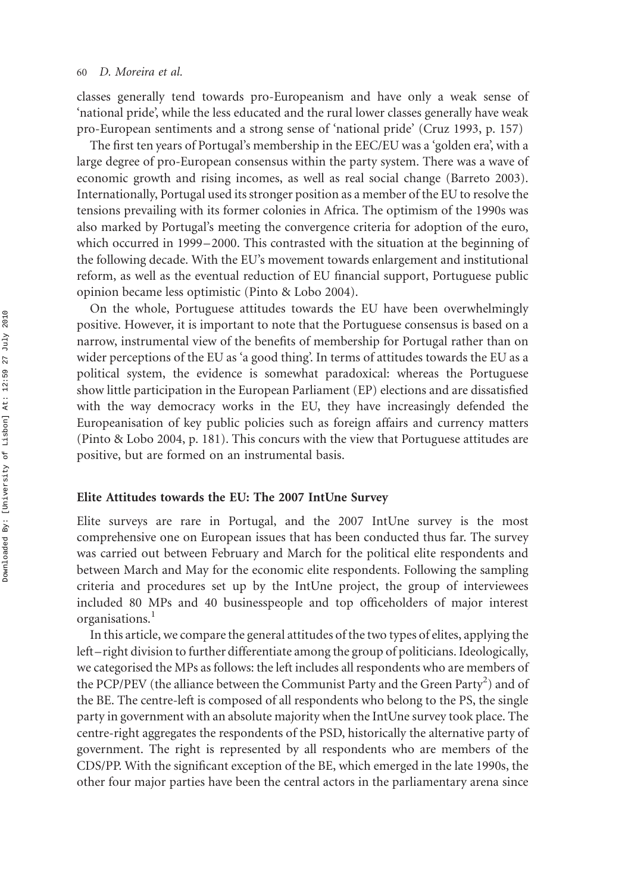classes generally tend towards pro-Europeanism and have only a weak sense of 'national pride', while the less educated and the rural lower classes generally have weak pro-European sentiments and a strong sense of 'national pride' (Cruz 1993, p. 157)

The first ten years of Portugal's membership in the EEC/EU was a 'golden era', with a large degree of pro-European consensus within the party system. There was a wave of economic growth and rising incomes, as well as real social change (Barreto 2003). Internationally, Portugal used its stronger position as a member of the EU to resolve the tensions prevailing with its former colonies in Africa. The optimism of the 1990s was also marked by Portugal's meeting the convergence criteria for adoption of the euro, which occurred in 1999–2000. This contrasted with the situation at the beginning of the following decade. With the EU's movement towards enlargement and institutional reform, as well as the eventual reduction of EU financial support, Portuguese public opinion became less optimistic (Pinto & Lobo 2004).

On the whole, Portuguese attitudes towards the EU have been overwhelmingly positive. However, it is important to note that the Portuguese consensus is based on a narrow, instrumental view of the benefits of membership for Portugal rather than on wider perceptions of the EU as 'a good thing'. In terms of attitudes towards the EU as a political system, the evidence is somewhat paradoxical: whereas the Portuguese show little participation in the European Parliament (EP) elections and are dissatisfied with the way democracy works in the EU, they have increasingly defended the Europeanisation of key public policies such as foreign affairs and currency matters (Pinto & Lobo 2004, p. 181). This concurs with the view that Portuguese attitudes are positive, but are formed on an instrumental basis.

## Elite Attitudes towards the EU: The 2007 IntUne Survey

Elite surveys are rare in Portugal, and the 2007 IntUne survey is the most comprehensive one on European issues that has been conducted thus far. The survey was carried out between February and March for the political elite respondents and between March and May for the economic elite respondents. Following the sampling criteria and procedures set up by the IntUne project, the group of interviewees included 80 MPs and 40 businesspeople and top officeholders of major interest organisations.[1]

In this article, we compare the general attitudes of the two types of elites, applying the left–right division to further differentiate among the group of politicians. Ideologically, we categorised the MPs as follows: the left includes all respondents who are members of the PCP/PEV (the alliance between the Communist Party and the Green Party[2]) and of the BE. The centre-left is composed of all respondents who belong to the PS, the single party in government with an absolute majority when the IntUne survey took place. The centre-right aggregates the respondents of the PSD, historically the alternative party of government. The right is represented by all respondents who are members of the CDS/PP. With the significant exception of the BE, which emerged in the late 1990s, the other four major parties have been the central actors in the parliamentary arena since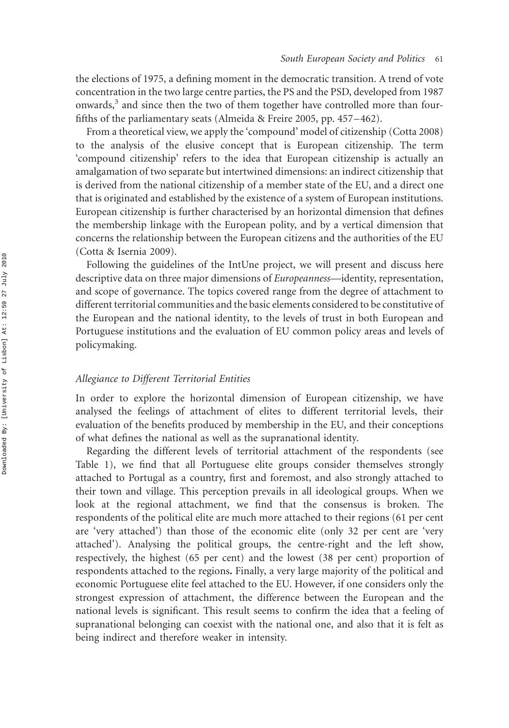the elections of 1975, a defining moment in the democratic transition. A trend of vote concentration in the two large centre parties, the PS and the PSD, developed from 1987 onwards,[3] and since then the two of them together have controlled more than four-fifths of the parliamentary seats (Almeida & Freire 2005, pp. 457–462).

From a theoretical view, we apply the 'compound' model of citizenship (Cotta 2008) to the analysis of the elusive concept that is European citizenship. The term 'compound citizenship' refers to the idea that European citizenship is actually an amalgamation of two separate but intertwined dimensions: an indirect citizenship that is derived from the national citizenship of a member state of the EU, and a direct one that is originated and established by the existence of a system of European institutions. European citizenship is further characterised by an horizontal dimension that defines the membership linkage with the European polity, and by a vertical dimension that concerns the relationship between the European citizens and the authorities of the EU (Cotta & Isernia 2009).

Following the guidelines of the IntUne project, we will present and discuss here descriptive data on three major dimensions of *Europeanness*—identity, representation, and scope of governance. The topics covered range from the degree of attachment to different territorial communities and the basic elements considered to be constitutive of the European and the national identity, to the levels of trust in both European and Portuguese institutions and the evaluation of EU common policy areas and levels of policymaking.

### *Allegiance to Different Territorial Entities*

In order to explore the horizontal dimension of European citizenship, we have analysed the feelings of attachment of elites to different territorial levels, their evaluation of the benefits produced by membership in the EU, and their conceptions of what defines the national as well as the supranational identity.

Regarding the different levels of territorial attachment of the respondents (see Table 1), we find that all Portuguese elite groups consider themselves strongly attached to Portugal as a country, first and foremost, and also strongly attached to their town and village. This perception prevails in all ideological groups. When we look at the regional attachment, we find that the consensus is broken. The respondents of the political elite are much more attached to their regions (61 per cent are 'very attached') than those of the economic elite (only 32 per cent are 'very attached'). Analysing the political groups, the centre-right and the left show, respectively, the highest (65 per cent) and the lowest (38 per cent) proportion of respondents attached to the regions**.** Finally, a very large majority of the political and economic Portuguese elite feel attached to the EU. However, if one considers only the strongest expression of attachment, the difference between the European and the national levels is significant. This result seems to confirm the idea that a feeling of supranational belonging can coexist with the national one, and also that it is felt as being indirect and therefore weaker in intensity.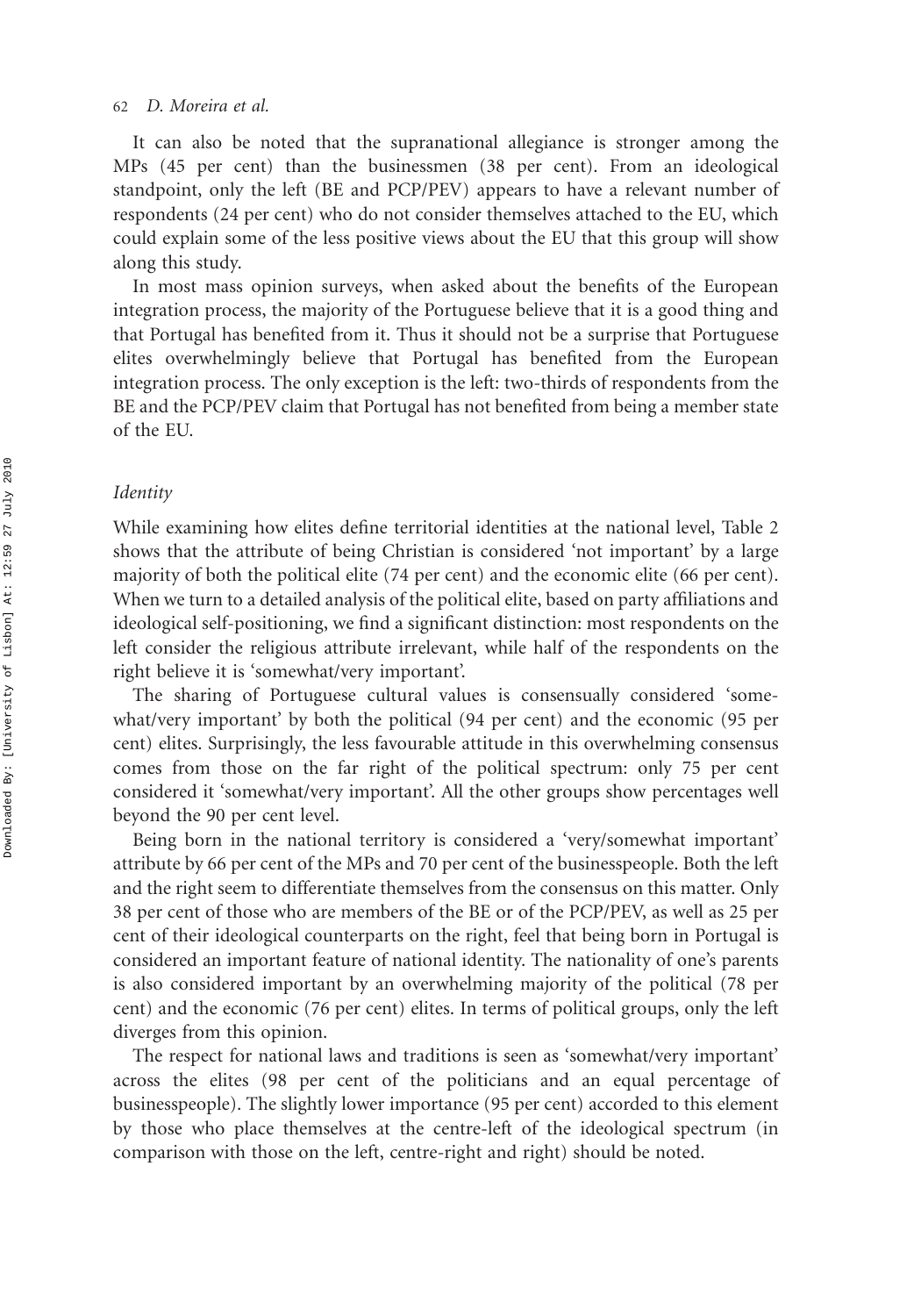It can also be noted that the supranational allegiance is stronger among the MPs (45 per cent) than the businessmen (38 per cent). From an ideological standpoint, only the left (BE and PCP/PEV) appears to have a relevant number of respondents (24 per cent) who do not consider themselves attached to the EU, which could explain some of the less positive views about the EU that this group will show along this study.

In most mass opinion surveys, when asked about the benefits of the European integration process, the majority of the Portuguese believe that it is a good thing and that Portugal has benefited from it. Thus it should not be a surprise that Portuguese elites overwhelmingly believe that Portugal has benefited from the European integration process. The only exception is the left: two-thirds of respondents from the BE and the PCP/PEV claim that Portugal has not benefited from being a member state of the EU.

### *Identity*

While examining how elites define territorial identities at the national level, Table 2 shows that the attribute of being Christian is considered 'not important' by a large majority of both the political elite (74 per cent) and the economic elite (66 per cent). When we turn to a detailed analysis of the political elite, based on party affiliations and ideological self-positioning, we find a significant distinction: most respondents on the left consider the religious attribute irrelevant, while half of the respondents on the right believe it is 'somewhat/very important'.

The sharing of Portuguese cultural values is consensually considered 'somewhat/very important' by both the political (94 per cent) and the economic (95 per cent) elites. Surprisingly, the less favourable attitude in this overwhelming consensus comes from those on the far right of the political spectrum: only 75 per cent considered it 'somewhat/very important'. All the other groups show percentages well beyond the 90 per cent level.

Being born in the national territory is considered a 'very/somewhat important' attribute by 66 per cent of the MPs and 70 per cent of the businesspeople. Both the left and the right seem to differentiate themselves from the consensus on this matter. Only 38 per cent of those who are members of the BE or of the PCP/PEV, as well as 25 per cent of their ideological counterparts on the right, feel that being born in Portugal is considered an important feature of national identity. The nationality of one's parents is also considered important by an overwhelming majority of the political (78 per cent) and the economic (76 per cent) elites. In terms of political groups, only the left diverges from this opinion.

The respect for national laws and traditions is seen as 'somewhat/very important' across the elites (98 per cent of the politicians and an equal percentage of businesspeople). The slightly lower importance (95 per cent) accorded to this element by those who place themselves at the centre-left of the ideological spectrum (in comparison with those on the left, centre-right and right) should be noted.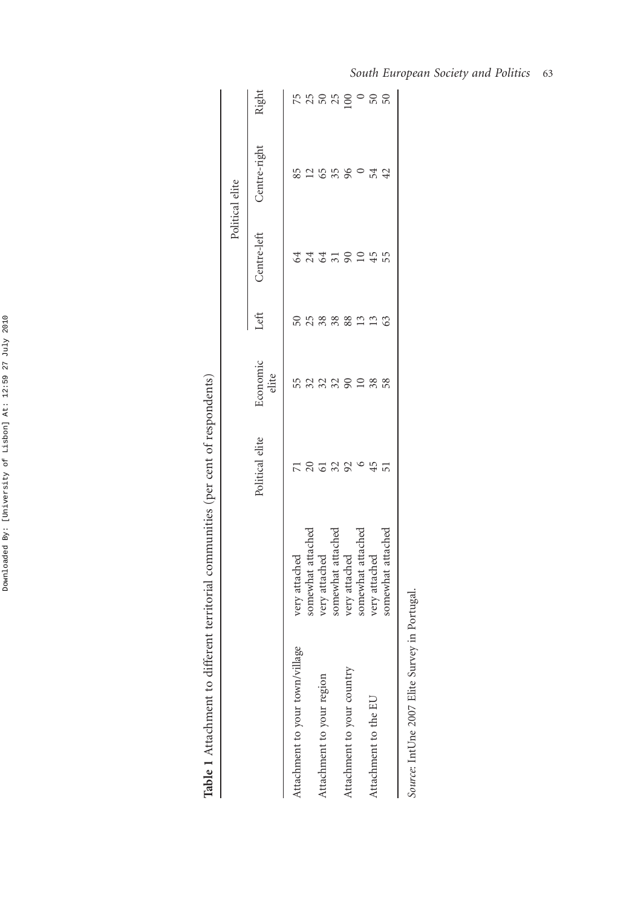**Table 1** Attachment to different territorial communities (per cent of respondents)

| | | Political elite | Economic elite | Political elite | | | |
|---|---|---|---|---|---|---|---|
| | | | | Left | Centre-left | Centre-right | Right |
| Attachment to your town/village | very attached | 71 | 55 | 50 | 64 | 85 | 75 |
| | somewhat attached | 20 | 32 | 25 | 24 | 12 | 25 |
| Attachment to your region | very attached | 61 | 32 | 38 | 64 | 65 | 50 |
| | somewhat attached | 32 | 32 | 38 | 31 | 35 | 25 |
| Attachment to your country | very attached | 92 | 90 | 88 | 90 | 96 | 100 |
| | somewhat attached | 6 | 10 | 13 | 10 | 0 | 0 |
| Attachment to the EU | very attached | 45 | 38 | 13 | 45 | 54 | 50 |
| | somewhat attached | 51 | 58 | 63 | 55 | 42 | 50 |

*Source*: IntUne 2007 Elite Survey in Portugal.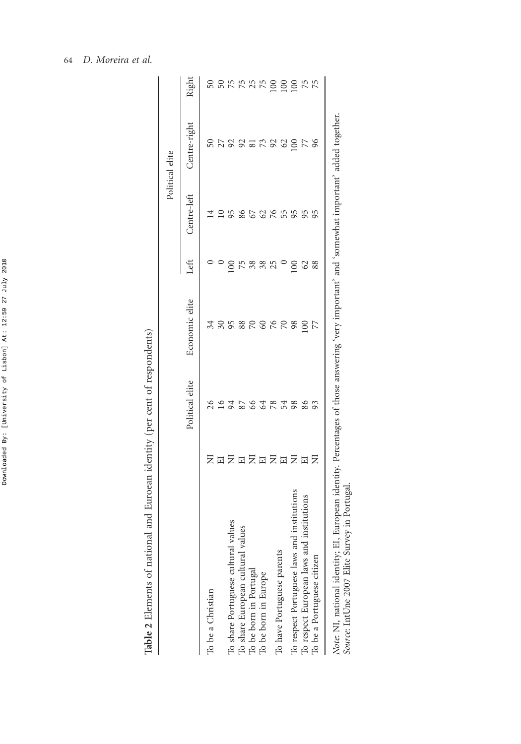**Table 2** Elements of national and Euroean identity (per cent of respondents)

| | | Political elite | Economic elite | Political elite | | | |
|---|---|---|---|---|---|---|---|
| | | | | Left | Centre-left | Centre-right | Right |
| To be a Christian | NI | 26 | 34 | 0 | 14 | 50 | 50 |
| | EI | 16 | 30 | 0 | 10 | 27 | 50 |
| To share Portuguese cultural values | NI | 94 | 95 | 100 | 95 | 92 | 75 |
| To share European cultural values | EI | 87 | 88 | 75 | 86 | 92 | 75 |
| To be born in Portugal | NI | 66 | 70 | 38 | 67 | 81 | 25 |
| To be born in Europe | EI | 64 | 60 | 38 | 62 | 73 | 75 |
| To have Portuguese parents | NI | 78 | 76 | 25 | 76 | 92 | 100 |
| | EI | 54 | 70 | 0 | 55 | 62 | 100 |
| To respect Portuguese laws and institutions | NI | 98 | 98 | 100 | 95 | 100 | 100 |
| To respect European laws and institutions | EI | 86 | 100 | 62 | 95 | 77 | 75 |
| To be a Portuguese citizen | NI | 93 | 77 | 88 | 95 | 96 | 75 |

*Note*: NI, national identity; EI, European identity. Percentages of those answering 'very important' and 'somewhat important' added together.
*Source*: IntUne 2007 Elite Survey in Portugal.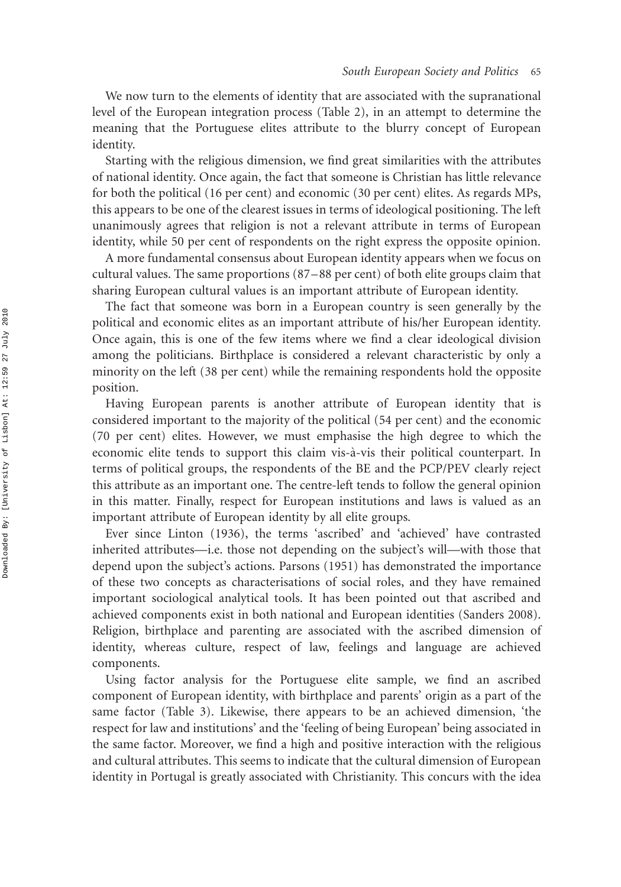We now turn to the elements of identity that are associated with the supranational level of the European integration process (Table 2), in an attempt to determine the meaning that the Portuguese elites attribute to the blurry concept of European identity.

Starting with the religious dimension, we find great similarities with the attributes of national identity. Once again, the fact that someone is Christian has little relevance for both the political (16 per cent) and economic (30 per cent) elites. As regards MPs, this appears to be one of the clearest issues in terms of ideological positioning. The left unanimously agrees that religion is not a relevant attribute in terms of European identity, while 50 per cent of respondents on the right express the opposite opinion.

A more fundamental consensus about European identity appears when we focus on cultural values. The same proportions (87–88 per cent) of both elite groups claim that sharing European cultural values is an important attribute of European identity.

The fact that someone was born in a European country is seen generally by the political and economic elites as an important attribute of his/her European identity. Once again, this is one of the few items where we find a clear ideological division among the politicians. Birthplace is considered a relevant characteristic by only a minority on the left (38 per cent) while the remaining respondents hold the opposite position.

Having European parents is another attribute of European identity that is considered important to the majority of the political (54 per cent) and the economic (70 per cent) elites. However, we must emphasise the high degree to which the economic elite tends to support this claim vis-à-vis their political counterpart. In terms of political groups, the respondents of the BE and the PCP/PEV clearly reject this attribute as an important one. The centre-left tends to follow the general opinion in this matter. Finally, respect for European institutions and laws is valued as an important attribute of European identity by all elite groups.

Ever since Linton (1936), the terms 'ascribed' and 'achieved' have contrasted inherited attributes—i.e. those not depending on the subject's will—with those that depend upon the subject's actions. Parsons (1951) has demonstrated the importance of these two concepts as characterisations of social roles, and they have remained important sociological analytical tools. It has been pointed out that ascribed and achieved components exist in both national and European identities (Sanders 2008). Religion, birthplace and parenting are associated with the ascribed dimension of identity, whereas culture, respect of law, feelings and language are achieved components.

Using factor analysis for the Portuguese elite sample, we find an ascribed component of European identity, with birthplace and parents' origin as a part of the same factor (Table 3). Likewise, there appears to be an achieved dimension, 'the respect for law and institutions' and the 'feeling of being European' being associated in the same factor. Moreover, we find a high and positive interaction with the religious and cultural attributes. This seems to indicate that the cultural dimension of European identity in Portugal is greatly associated with Christianity. This concurs with the idea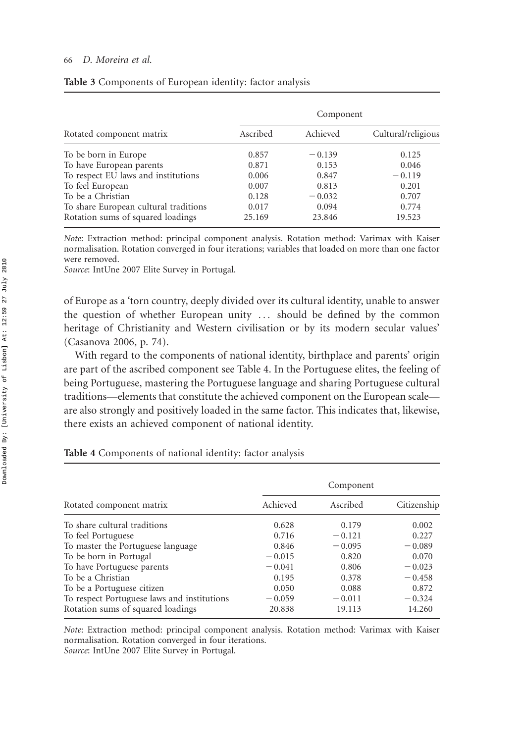**Table 3** Components of European identity: factor analysis

| Rotated component matrix | Component | | |
|---|---|---|---|
| | Ascribed | Achieved | Cultural/religious |
| To be born in Europe | 0.857 | −0.139 | 0.125 |
| To have European parents | 0.871 | 0.153 | 0.046 |
| To respect EU laws and institutions | 0.006 | 0.847 | −0.119 |
| To feel European | 0.007 | 0.813 | 0.201 |
| To be a Christian | 0.128 | −0.032 | 0.707 |
| To share European cultural traditions | 0.017 | 0.094 | 0.774 |
| Rotation sums of squared loadings | 25.169 | 23.846 | 19.523 |

*Note*: Extraction method: principal component analysis. Rotation method: Varimax with Kaiser normalisation. Rotation converged in four iterations; variables that loaded on more than one factor were removed.
*Source*: IntUne 2007 Elite Survey in Portugal.

of Europe as a 'torn country, deeply divided over its cultural identity, unable to answer the question of whether European unity … should be defined by the common heritage of Christianity and Western civilisation or by its modern secular values' (Casanova 2006, p. 74).

With regard to the components of national identity, birthplace and parents' origin are part of the ascribed component see Table 4. In the Portuguese elites, the feeling of being Portuguese, mastering the Portuguese language and sharing Portuguese cultural traditions—elements that constitute the achieved component on the European scale—are also strongly and positively loaded in the same factor. This indicates that, likewise, there exists an achieved component of national identity.

**Table 4** Components of national identity: factor analysis

| Rotated component matrix | Component | | |
|---|---|---|---|
| | Achieved | Ascribed | Citizenship |
| To share cultural traditions | 0.628 | 0.179 | 0.002 |
| To feel Portuguese | 0.716 | −0.121 | 0.227 |
| To master the Portuguese language | 0.846 | −0.095 | −0.089 |
| To be born in Portugal | −0.015 | 0.820 | 0.070 |
| To have Portuguese parents | −0.041 | 0.806 | −0.023 |
| To be a Christian | 0.195 | 0.378 | −0.458 |
| To be a Portuguese citizen | 0.050 | 0.088 | 0.872 |
| To respect Portuguese laws and institutions | −0.059 | −0.011 | −0.324 |
| Rotation sums of squared loadings | 20.838 | 19.113 | 14.260 |

*Note*: Extraction method: principal component analysis. Rotation method: Varimax with Kaiser normalisation. Rotation converged in four iterations.
*Source*: IntUne 2007 Elite Survey in Portugal.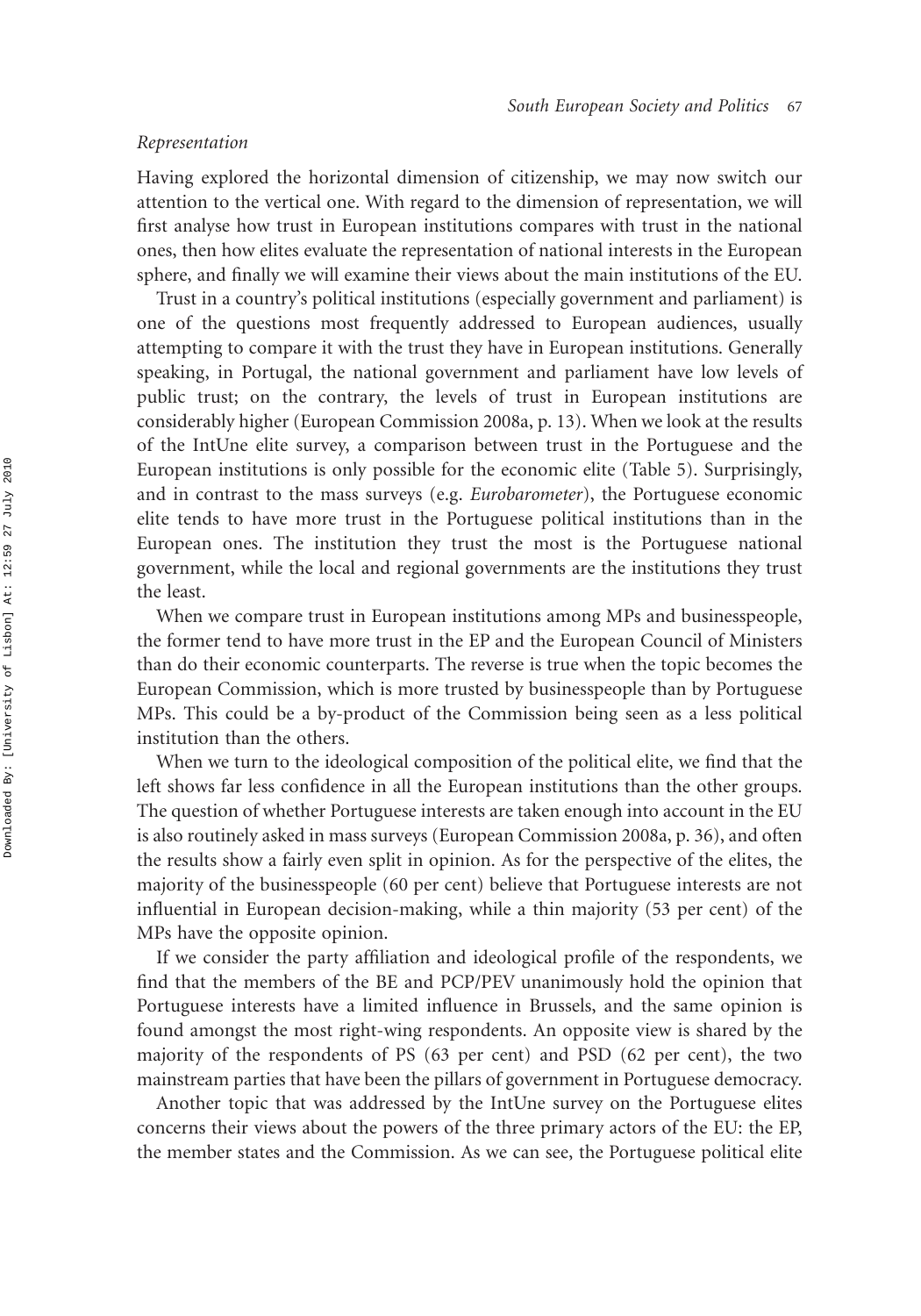### *Representation*

Having explored the horizontal dimension of citizenship, we may now switch our attention to the vertical one. With regard to the dimension of representation, we will first analyse how trust in European institutions compares with trust in the national ones, then how elites evaluate the representation of national interests in the European sphere, and finally we will examine their views about the main institutions of the EU.

Trust in a country's political institutions (especially government and parliament) is one of the questions most frequently addressed to European audiences, usually attempting to compare it with the trust they have in European institutions. Generally speaking, in Portugal, the national government and parliament have low levels of public trust; on the contrary, the levels of trust in European institutions are considerably higher (European Commission 2008a, p. 13). When we look at the results of the IntUne elite survey, a comparison between trust in the Portuguese and the European institutions is only possible for the economic elite (Table 5). Surprisingly, and in contrast to the mass surveys (e.g. *Eurobarometer*), the Portuguese economic elite tends to have more trust in the Portuguese political institutions than in the European ones. The institution they trust the most is the Portuguese national government, while the local and regional governments are the institutions they trust the least.

When we compare trust in European institutions among MPs and businesspeople, the former tend to have more trust in the EP and the European Council of Ministers than do their economic counterparts. The reverse is true when the topic becomes the European Commission, which is more trusted by businesspeople than by Portuguese MPs. This could be a by-product of the Commission being seen as a less political institution than the others.

When we turn to the ideological composition of the political elite, we find that the left shows far less confidence in all the European institutions than the other groups. The question of whether Portuguese interests are taken enough into account in the EU is also routinely asked in mass surveys (European Commission 2008a, p. 36), and often the results show a fairly even split in opinion. As for the perspective of the elites, the majority of the businesspeople (60 per cent) believe that Portuguese interests are not influential in European decision-making, while a thin majority (53 per cent) of the MPs have the opposite opinion.

If we consider the party affiliation and ideological profile of the respondents, we find that the members of the BE and PCP/PEV unanimously hold the opinion that Portuguese interests have a limited influence in Brussels, and the same opinion is found amongst the most right-wing respondents. An opposite view is shared by the majority of the respondents of PS (63 per cent) and PSD (62 per cent), the two mainstream parties that have been the pillars of government in Portuguese democracy.

Another topic that was addressed by the IntUne survey on the Portuguese elites concerns their views about the powers of the three primary actors of the EU: the EP, the member states and the Commission. As we can see, the Portuguese political elite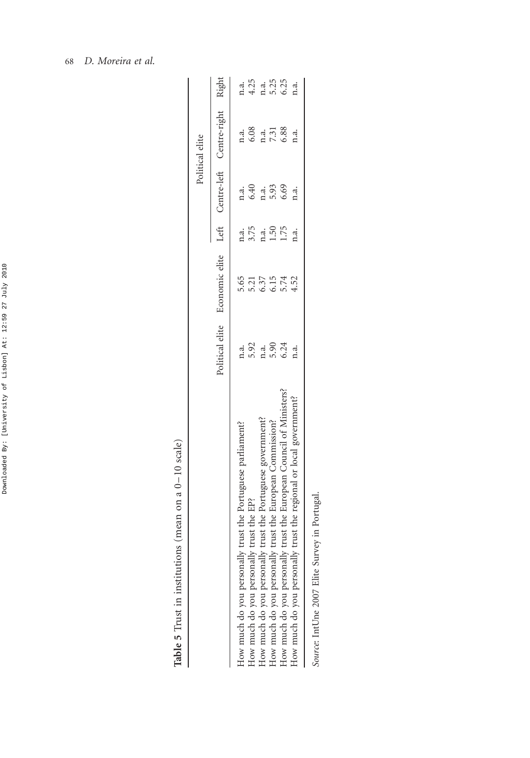**Table 5** Trust in institutions (mean on a 0–10 scale)

| | Political elite | Economic elite | Political elite | | | |
|---|---|---|---|---|---|---|
| | | | Left | Centre-left | Centre-right | Right |
| How much do you personally trust the Portuguese parliament? | n.a. | 5.65 | n.a. | n.a. | n.a. | n.a. |
| How much do you personally trust the EP? | 5.92 | 5.21 | 3.75 | 6.40 | 6.08 | 4.25 |
| How much do you personally trust the Portuguese government? | n.a. | 6.37 | n.a. | n.a. | n.a. | n.a. |
| How much do you personally trust the European Commission? | 5.90 | 6.15 | 1.50 | 5.93 | 7.31 | 5.25 |
| How much do you personally trust the European Council of Ministers? | 6.24 | 5.74 | 1.75 | 6.69 | 6.88 | 6.25 |
| How much do you personally trust the regional or local government? | n.a. | 4.52 | n.a. | n.a. | n.a. | n.a. |

*Source*: IntUne 2007 Elite Survey in Portugal.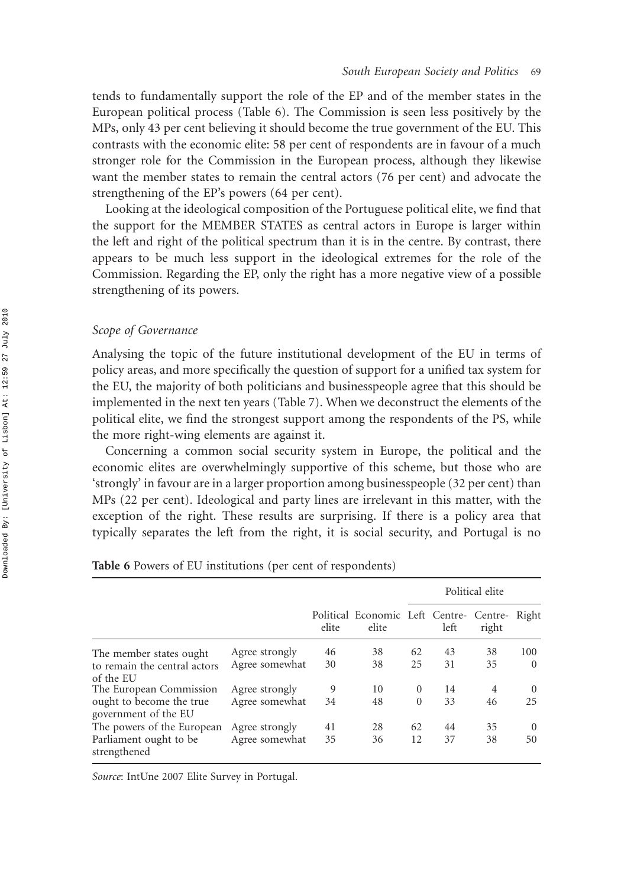tends to fundamentally support the role of the EP and of the member states in the European political process (Table 6). The Commission is seen less positively by the MPs, only 43 per cent believing it should become the true government of the EU. This contrasts with the economic elite: 58 per cent of respondents are in favour of a much stronger role for the Commission in the European process, although they likewise want the member states to remain the central actors (76 per cent) and advocate the strengthening of the EP's powers (64 per cent).

Looking at the ideological composition of the Portuguese political elite, we find that the support for the MEMBER STATES as central actors in Europe is larger within the left and right of the political spectrum than it is in the centre. By contrast, there appears to be much less support in the ideological extremes for the role of the Commission. Regarding the EP, only the right has a more negative view of a possible strengthening of its powers.

### *Scope of Governance*

Analysing the topic of the future institutional development of the EU in terms of policy areas, and more specifically the question of support for a unified tax system for the EU, the majority of both politicians and businesspeople agree that this should be implemented in the next ten years (Table 7). When we deconstruct the elements of the political elite, we find the strongest support among the respondents of the PS, while the more right-wing elements are against it.

Concerning a common social security system in Europe, the political and the economic elites are overwhelmingly supportive of this scheme, but those who are 'strongly' in favour are in a larger proportion among businesspeople (32 per cent) than MPs (22 per cent). Ideological and party lines are irrelevant in this matter, with the exception of the right. These results are surprising. If there is a policy area that typically separates the left from the right, it is social security, and Portugal is no

**Table 6** Powers of EU institutions (per cent of respondents)

| | | | | Political elite | | | |
|---|---|---|---|---|---|---|---|
| | | Political elite | Economic elite | Left | Centre-left | Centre-right | Right |
| The member states ought to remain the central actors of the EU | Agree strongly | 46 | 38 | 62 | 43 | 38 | 100 |
| | Agree somewhat | 30 | 38 | 25 | 31 | 35 | 0 |
| The European Commission ought to become the true government of the EU | Agree strongly | 9 | 10 | 0 | 14 | 4 | 0 |
| | Agree somewhat | 34 | 48 | 0 | 33 | 46 | 25 |
| The powers of the European Parliament ought to be strengthened | Agree strongly | 41 | 28 | 62 | 44 | 35 | 0 |
| | Agree somewhat | 35 | 36 | 12 | 37 | 38 | 50 |

*Source*: IntUne 2007 Elite Survey in Portugal.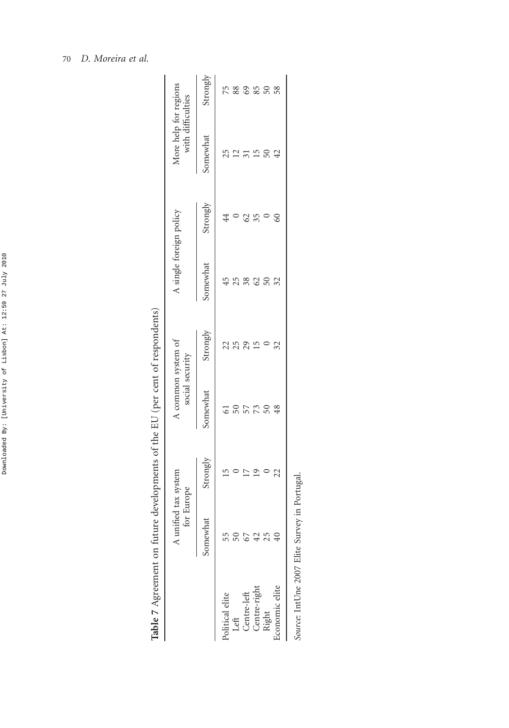**Table 7** Agreement on future developments of the EU (per cent of respondents)

| | A unified tax system for Europe | | A common system of social security | | A single foreign policy | | More help for regions with difficulties | |
|---|---|---|---|---|---|---|---|---|
| | Somewhat | Strongly | Somewhat | Strongly | Somewhat | Strongly | Somewhat | Strongly |
| Political elite | 55 | 15 | 61 | 22 | 45 | 44 | 25 | 75 |
| Left | 50 | 0 | 50 | 25 | 25 | 0 | 12 | 88 |
| Centre-left | 67 | 17 | 57 | 29 | 38 | 62 | 31 | 69 |
| Centre-right | 42 | 19 | 73 | 15 | 62 | 35 | 15 | 85 |
| Right | 25 | 0 | 50 | 0 | 50 | 0 | 50 | 50 |
| Economic elite | 40 | 22 | 48 | 32 | 32 | 60 | 42 | 58 |

*Source*: IntUne 2007 Elite Survey in Portugal.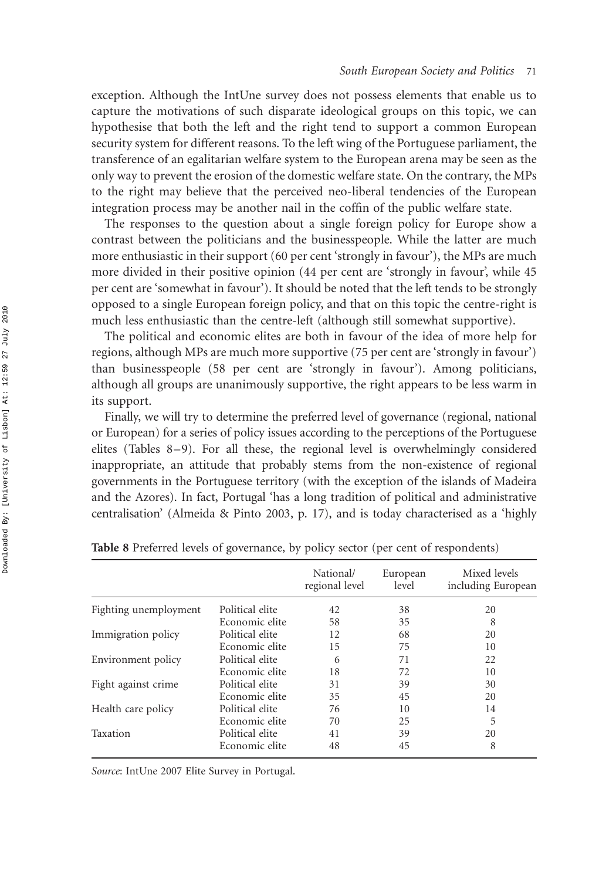exception. Although the IntUne survey does not possess elements that enable us to capture the motivations of such disparate ideological groups on this topic, we can hypothesise that both the left and the right tend to support a common European security system for different reasons. To the left wing of the Portuguese parliament, the transference of an egalitarian welfare system to the European arena may be seen as the only way to prevent the erosion of the domestic welfare state. On the contrary, the MPs to the right may believe that the perceived neo-liberal tendencies of the European integration process may be another nail in the coffin of the public welfare state.

The responses to the question about a single foreign policy for Europe show a contrast between the politicians and the businesspeople. While the latter are much more enthusiastic in their support (60 per cent 'strongly in favour'), the MPs are much more divided in their positive opinion (44 per cent are 'strongly in favour', while 45 per cent are 'somewhat in favour'). It should be noted that the left tends to be strongly opposed to a single European foreign policy, and that on this topic the centre-right is much less enthusiastic than the centre-left (although still somewhat supportive).

The political and economic elites are both in favour of the idea of more help for regions, although MPs are much more supportive (75 per cent are 'strongly in favour') than businesspeople (58 per cent are 'strongly in favour'). Among politicians, although all groups are unanimously supportive, the right appears to be less warm in its support.

Finally, we will try to determine the preferred level of governance (regional, national or European) for a series of policy issues according to the perceptions of the Portuguese elites (Tables 8–9). For all these, the regional level is overwhelmingly considered inappropriate, an attitude that probably stems from the non-existence of regional governments in the Portuguese territory (with the exception of the islands of Madeira and the Azores). In fact, Portugal 'has a long tradition of political and administrative centralisation' (Almeida & Pinto 2003, p. 17), and is today characterised as a 'highly

**Table 8** Preferred levels of governance, by policy sector (per cent of respondents)

| | | National/ regional level | European level | Mixed levels including European |
|---|---|---|---|---|
| Fighting unemployment | Political elite | 42 | 38 | 20 |
| | Economic elite | 58 | 35 | 8 |
| Immigration policy | Political elite | 12 | 68 | 20 |
| | Economic elite | 15 | 75 | 10 |
| Environment policy | Political elite | 6 | 71 | 22 |
| | Economic elite | 18 | 72 | 10 |
| Fight against crime | Political elite | 31 | 39 | 30 |
| | Economic elite | 35 | 45 | 20 |
| Health care policy | Political elite | 76 | 10 | 14 |
| | Economic elite | 70 | 25 | 5 |
| Taxation | Political elite | 41 | 39 | 20 |
| | Economic elite | 48 | 45 | 8 |

*Source*: IntUne 2007 Elite Survey in Portugal.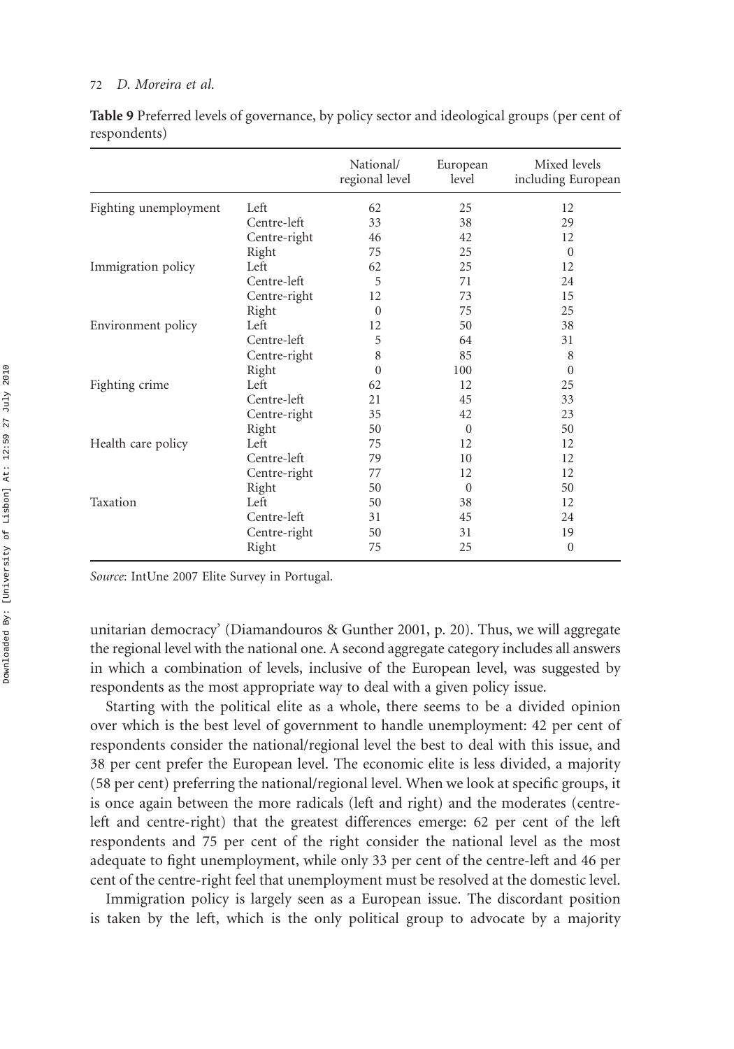**Table 9** Preferred levels of governance, by policy sector and ideological groups (per cent of respondents)

| | | National/ regional level | European level | Mixed levels including European |
|---|---|---|---|---|
| Fighting unemployment | Left | 62 | 25 | 12 |
| | Centre-left | 33 | 38 | 29 |
| | Centre-right | 46 | 42 | 12 |
| | Right | 75 | 25 | 0 |
| Immigration policy | Left | 62 | 25 | 12 |
| | Centre-left | 5 | 71 | 24 |
| | Centre-right | 12 | 73 | 15 |
| | Right | 0 | 75 | 25 |
| Environment policy | Left | 12 | 50 | 38 |
| | Centre-left | 5 | 64 | 31 |
| | Centre-right | 8 | 85 | 8 |
| | Right | 0 | 100 | 0 |
| Fighting crime | Left | 62 | 12 | 25 |
| | Centre-left | 21 | 45 | 33 |
| | Centre-right | 35 | 42 | 23 |
| | Right | 50 | 0 | 50 |
| Health care policy | Left | 75 | 12 | 12 |
| | Centre-left | 79 | 10 | 12 |
| | Centre-right | 77 | 12 | 12 |
| | Right | 50 | 0 | 50 |
| Taxation | Left | 50 | 38 | 12 |
| | Centre-left | 31 | 45 | 24 |
| | Centre-right | 50 | 31 | 19 |
| | Right | 75 | 25 | 0 |

*Source*: IntUne 2007 Elite Survey in Portugal.

unitarian democracy' (Diamandouros & Gunther 2001, p. 20). Thus, we will aggregate the regional level with the national one. A second aggregate category includes all answers in which a combination of levels, inclusive of the European level, was suggested by respondents as the most appropriate way to deal with a given policy issue.

Starting with the political elite as a whole, there seems to be a divided opinion over which is the best level of government to handle unemployment: 42 per cent of respondents consider the national/regional level the best to deal with this issue, and 38 per cent prefer the European level. The economic elite is less divided, a majority (58 per cent) preferring the national/regional level. When we look at specific groups, it is once again between the more radicals (left and right) and the moderates (centre-left and centre-right) that the greatest differences emerge: 62 per cent of the left respondents and 75 per cent of the right consider the national level as the most adequate to fight unemployment, while only 33 per cent of the centre-left and 46 per cent of the centre-right feel that unemployment must be resolved at the domestic level.

Immigration policy is largely seen as a European issue. The discordant position is taken by the left, which is the only political group to advocate by a majority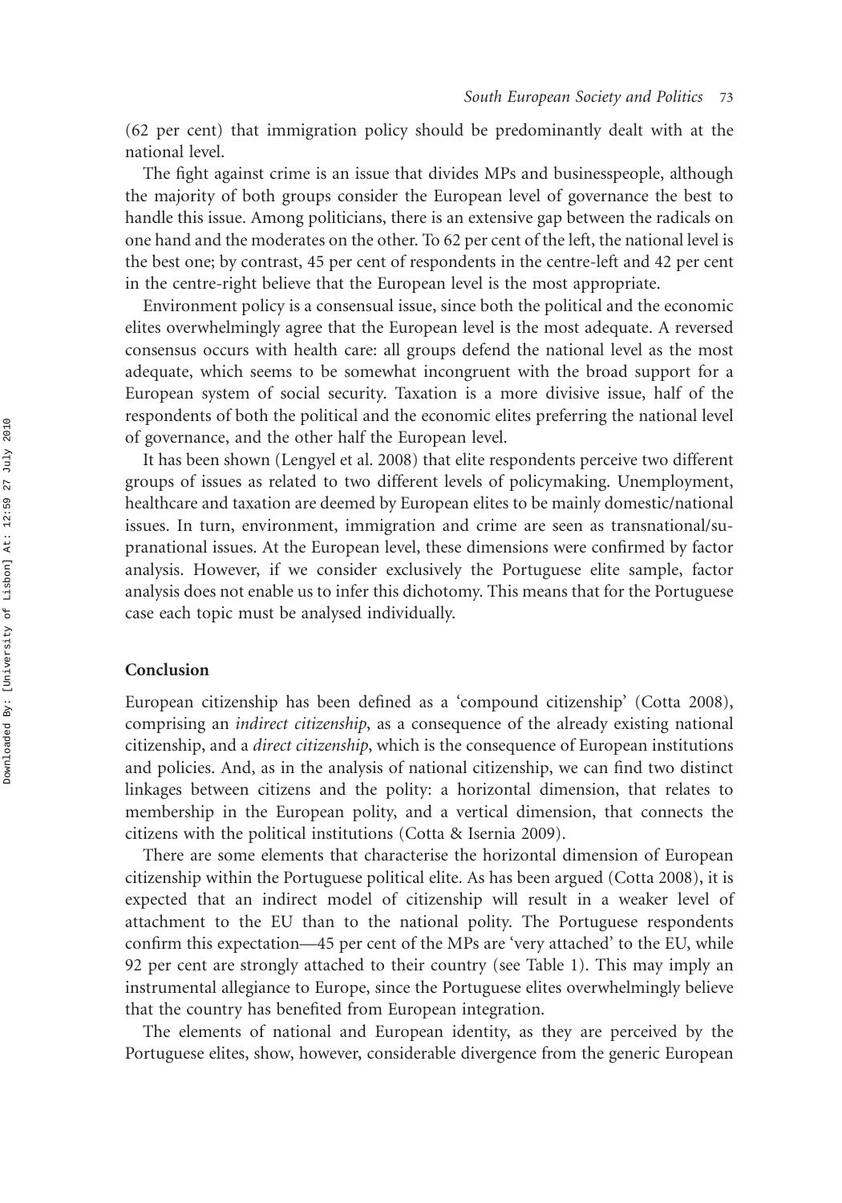(62 per cent) that immigration policy should be predominantly dealt with at the national level.

The fight against crime is an issue that divides MPs and businesspeople, although the majority of both groups consider the European level of governance the best to handle this issue. Among politicians, there is an extensive gap between the radicals on one hand and the moderates on the other. To 62 per cent of the left, the national level is the best one; by contrast, 45 per cent of respondents in the centre-left and 42 per cent in the centre-right believe that the European level is the most appropriate.

Environment policy is a consensual issue, since both the political and the economic elites overwhelmingly agree that the European level is the most adequate. A reversed consensus occurs with health care: all groups defend the national level as the most adequate, which seems to be somewhat incongruent with the broad support for a European system of social security. Taxation is a more divisive issue, half of the respondents of both the political and the economic elites preferring the national level of governance, and the other half the European level.

It has been shown (Lengyel et al. 2008) that elite respondents perceive two different groups of issues as related to two different levels of policymaking. Unemployment, healthcare and taxation are deemed by European elites to be mainly domestic/national issues. In turn, environment, immigration and crime are seen as transnational/supranational issues. At the European level, these dimensions were confirmed by factor analysis. However, if we consider exclusively the Portuguese elite sample, factor analysis does not enable us to infer this dichotomy. This means that for the Portuguese case each topic must be analysed individually.

## Conclusion

European citizenship has been defined as a 'compound citizenship' (Cotta 2008), comprising an *indirect citizenship*, as a consequence of the already existing national citizenship, and a *direct citizenship*, which is the consequence of European institutions and policies. And, as in the analysis of national citizenship, we can find two distinct linkages between citizens and the polity: a horizontal dimension, that relates to membership in the European polity, and a vertical dimension, that connects the citizens with the political institutions (Cotta & Isernia 2009).

There are some elements that characterise the horizontal dimension of European citizenship within the Portuguese political elite. As has been argued (Cotta 2008), it is expected that an indirect model of citizenship will result in a weaker level of attachment to the EU than to the national polity. The Portuguese respondents confirm this expectation—45 per cent of the MPs are 'very attached' to the EU, while 92 per cent are strongly attached to their country (see Table 1). This may imply an instrumental allegiance to Europe, since the Portuguese elites overwhelmingly believe that the country has benefited from European integration.

The elements of national and European identity, as they are perceived by the Portuguese elites, show, however, considerable divergence from the generic European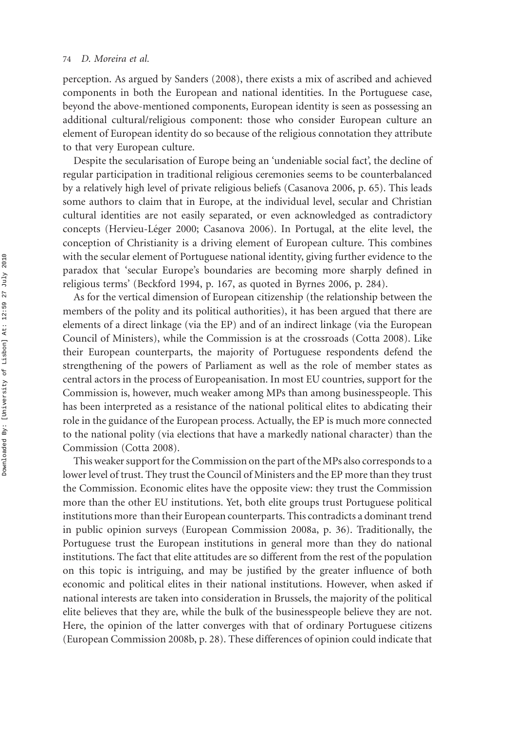perception. As argued by Sanders (2008), there exists a mix of ascribed and achieved components in both the European and national identities. In the Portuguese case, beyond the above-mentioned components, European identity is seen as possessing an additional cultural/religious component: those who consider European culture an element of European identity do so because of the religious connotation they attribute to that very European culture.

Despite the secularisation of Europe being an 'undeniable social fact', the decline of regular participation in traditional religious ceremonies seems to be counterbalanced by a relatively high level of private religious beliefs (Casanova 2006, p. 65). This leads some authors to claim that in Europe, at the individual level, secular and Christian cultural identities are not easily separated, or even acknowledged as contradictory concepts (Hervieu-Léger 2000; Casanova 2006). In Portugal, at the elite level, the conception of Christianity is a driving element of European culture. This combines with the secular element of Portuguese national identity, giving further evidence to the paradox that 'secular Europe's boundaries are becoming more sharply defined in religious terms' (Beckford 1994, p. 167, as quoted in Byrnes 2006, p. 284).

As for the vertical dimension of European citizenship (the relationship between the members of the polity and its political authorities), it has been argued that there are elements of a direct linkage (via the EP) and of an indirect linkage (via the European Council of Ministers), while the Commission is at the crossroads (Cotta 2008). Like their European counterparts, the majority of Portuguese respondents defend the strengthening of the powers of Parliament as well as the role of member states as central actors in the process of Europeanisation. In most EU countries, support for the Commission is, however, much weaker among MPs than among businesspeople. This has been interpreted as a resistance of the national political elites to abdicating their role in the guidance of the European process. Actually, the EP is much more connected to the national polity (via elections that have a markedly national character) than the Commission (Cotta 2008).

This weaker support for the Commission on the part of the MPs also corresponds to a lower level of trust. They trust the Council of Ministers and the EP more than they trust the Commission. Economic elites have the opposite view: they trust the Commission more than the other EU institutions. Yet, both elite groups trust Portuguese political institutions more than their European counterparts. This contradicts a dominant trend in public opinion surveys (European Commission 2008a, p. 36). Traditionally, the Portuguese trust the European institutions in general more than they do national institutions. The fact that elite attitudes are so different from the rest of the population on this topic is intriguing, and may be justified by the greater influence of both economic and political elites in their national institutions. However, when asked if national interests are taken into consideration in Brussels, the majority of the political elite believes that they are, while the bulk of the businesspeople believe they are not. Here, the opinion of the latter converges with that of ordinary Portuguese citizens (European Commission 2008b, p. 28). These differences of opinion could indicate that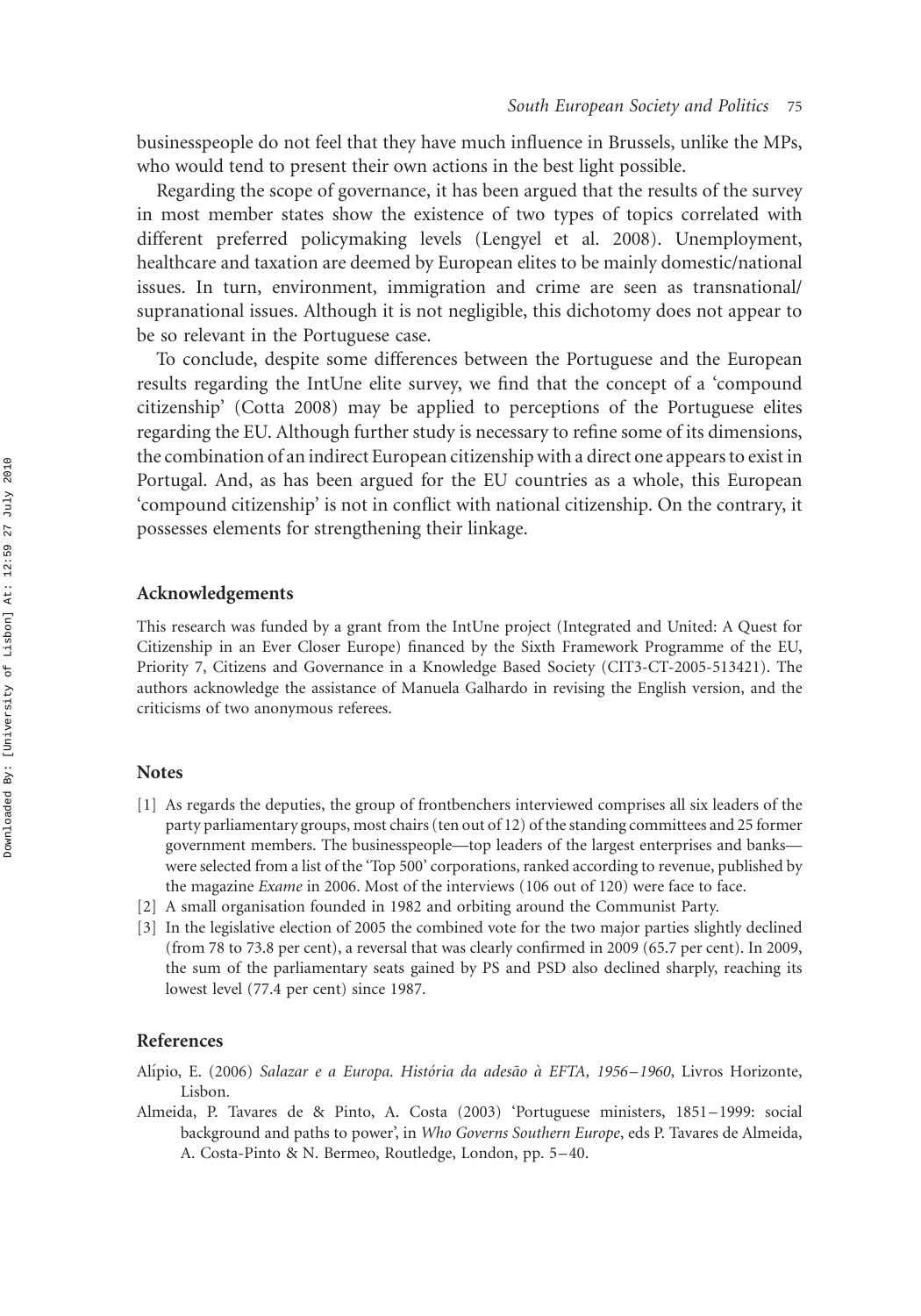businesspeople do not feel that they have much influence in Brussels, unlike the MPs, who would tend to present their own actions in the best light possible.

Regarding the scope of governance, it has been argued that the results of the survey in most member states show the existence of two types of topics correlated with different preferred policymaking levels (Lengyel et al. 2008). Unemployment, healthcare and taxation are deemed by European elites to be mainly domestic/national issues. In turn, environment, immigration and crime are seen as transnational/supranational issues. Although it is not negligible, this dichotomy does not appear to be so relevant in the Portuguese case.

To conclude, despite some differences between the Portuguese and the European results regarding the IntUne elite survey, we find that the concept of a 'compound citizenship' (Cotta 2008) may be applied to perceptions of the Portuguese elites regarding the EU. Although further study is necessary to refine some of its dimensions, the combination of an indirect European citizenship with a direct one appears to exist in Portugal. And, as has been argued for the EU countries as a whole, this European 'compound citizenship' is not in conflict with national citizenship. On the contrary, it possesses elements for strengthening their linkage.

## Acknowledgements

This research was funded by a grant from the IntUne project (Integrated and United: A Quest for Citizenship in an Ever Closer Europe) financed by the Sixth Framework Programme of the EU, Priority 7, Citizens and Governance in a Knowledge Based Society (CIT3-CT-2005-513421). The authors acknowledge the assistance of Manuela Galhardo in revising the English version, and the criticisms of two anonymous referees.

## Notes

[1] As regards the deputies, the group of frontbenchers interviewed comprises all six leaders of the party parliamentary groups, most chairs (ten out of 12) of the standing committees and 25 former government members. The businesspeople—top leaders of the largest enterprises and banks—were selected from a list of the 'Top 500' corporations, ranked according to revenue, published by the magazine *Exame* in 2006. Most of the interviews (106 out of 120) were face to face.

[2] A small organisation founded in 1982 and orbiting around the Communist Party.

[3] In the legislative election of 2005 the combined vote for the two major parties slightly declined (from 78 to 73.8 per cent), a reversal that was clearly confirmed in 2009 (65.7 per cent). In 2009, the sum of the parliamentary seats gained by PS and PSD also declined sharply, reaching its lowest level (77.4 per cent) since 1987.

## References

Alípio, E. (2006) *Salazar e a Europa. História da adesão à EFTA, 1956–1960*, Livros Horizonte, Lisbon.

Almeida, P. Tavares de & Pinto, A. Costa (2003) 'Portuguese ministers, 1851–1999: social background and paths to power', in *Who Governs Southern Europe*, eds P. Tavares de Almeida, A. Costa-Pinto & N. Bermeo, Routledge, London, pp. 5–40.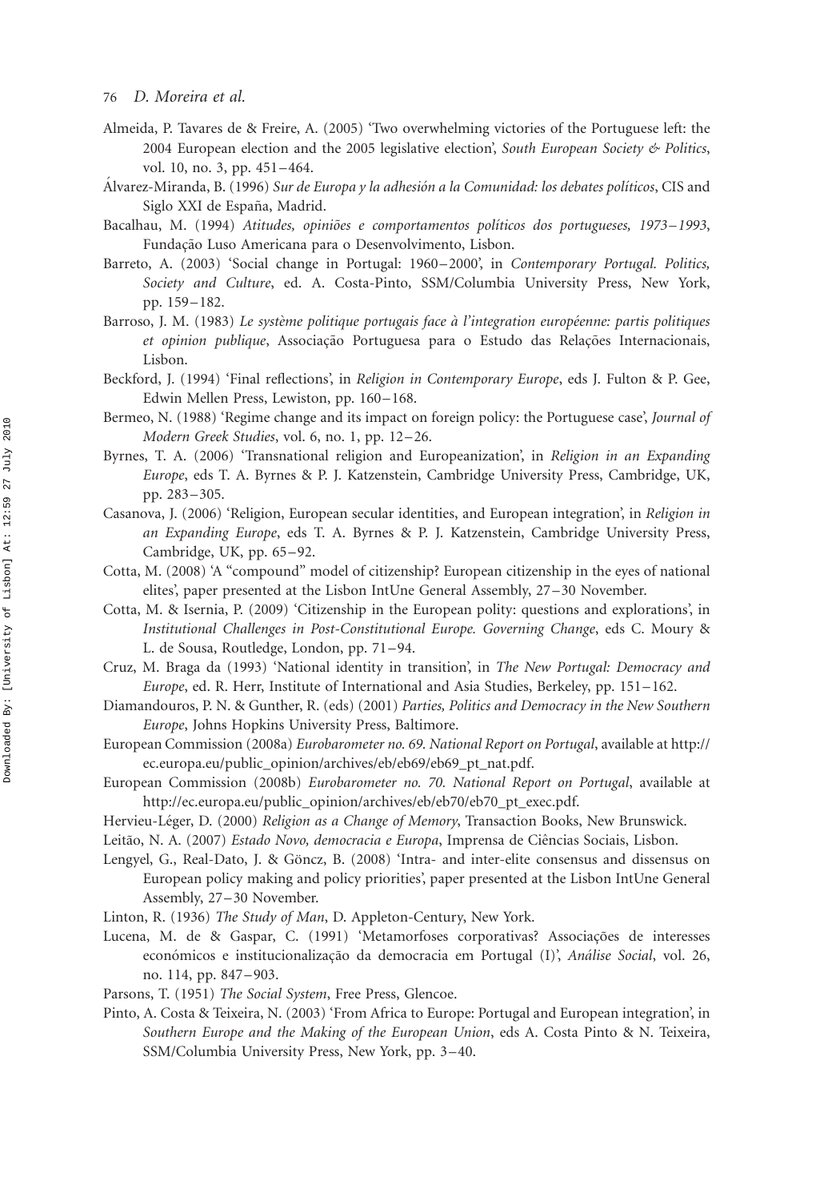Almeida, P. Tavares de & Freire, A. (2005) 'Two overwhelming victories of the Portuguese left: the 2004 European election and the 2005 legislative election', *South European Society & Politics*, vol. 10, no. 3, pp. 451–464.

Álvarez-Miranda, B. (1996) *Sur de Europa y la adhesión a la Comunidad: los debates políticos*, CIS and Siglo XXI de España, Madrid.

Bacalhau, M. (1994) *Atitudes, opiniões e comportamentos políticos dos portugueses, 1973–1993*, Fundação Luso Americana para o Desenvolvimento, Lisbon.

Barreto, A. (2003) 'Social change in Portugal: 1960–2000', in *Contemporary Portugal. Politics, Society and Culture*, ed. A. Costa-Pinto, SSM/Columbia University Press, New York, pp. 159–182.

Barroso, J. M. (1983) *Le système politique portugais face à l'integration européenne: partis politiques et opinion publique*, Associação Portuguesa para o Estudo das Relações Internacionais, Lisbon.

Beckford, J. (1994) 'Final reflections', in *Religion in Contemporary Europe*, eds J. Fulton & P. Gee, Edwin Mellen Press, Lewiston, pp. 160–168.

Bermeo, N. (1988) 'Regime change and its impact on foreign policy: the Portuguese case', *Journal of Modern Greek Studies*, vol. 6, no. 1, pp. 12–26.

Byrnes, T. A. (2006) 'Transnational religion and Europeanization', in *Religion in an Expanding Europe*, eds T. A. Byrnes & P. J. Katzenstein, Cambridge University Press, Cambridge, UK, pp. 283–305.

Casanova, J. (2006) 'Religion, European secular identities, and European integration', in *Religion in an Expanding Europe*, eds T. A. Byrnes & P. J. Katzenstein, Cambridge University Press, Cambridge, UK, pp. 65–92.

Cotta, M. (2008) 'A "compound" model of citizenship? European citizenship in the eyes of national elites', paper presented at the Lisbon IntUne General Assembly, 27–30 November.

Cotta, M. & Isernia, P. (2009) 'Citizenship in the European polity: questions and explorations', in *Institutional Challenges in Post-Constitutional Europe. Governing Change*, eds C. Moury & L. de Sousa, Routledge, London, pp. 71–94.

Cruz, M. Braga da (1993) 'National identity in transition', in *The New Portugal: Democracy and Europe*, ed. R. Herr, Institute of International and Asia Studies, Berkeley, pp. 151–162.

Diamandouros, P. N. & Gunther, R. (eds) (2001) *Parties, Politics and Democracy in the New Southern Europe*, Johns Hopkins University Press, Baltimore.

European Commission (2008a) *Eurobarometer no. 69. National Report on Portugal*, available at http://ec.europa.eu/public_opinion/archives/eb/eb69/eb69_pt_nat.pdf.

European Commission (2008b) *Eurobarometer no. 70. National Report on Portugal*, available at http://ec.europa.eu/public_opinion/archives/eb/eb70/eb70_pt_exec.pdf.

Hervieu-Léger, D. (2000) *Religion as a Change of Memory*, Transaction Books, New Brunswick.

Leitão, N. A. (2007) *Estado Novo, democracia e Europa*, Imprensa de Ciências Sociais, Lisbon.

Lengyel, G., Real-Dato, J. & Göncz, B. (2008) 'Intra- and inter-elite consensus and dissensus on European policy making and policy priorities', paper presented at the Lisbon IntUne General Assembly, 27–30 November.

Linton, R. (1936) *The Study of Man*, D. Appleton-Century, New York.

Lucena, M. de & Gaspar, C. (1991) 'Metamorfoses corporativas? Associações de interesses económicos e institucionalização da democracia em Portugal (I)', *Análise Social*, vol. 26, no. 114, pp. 847–903.

Parsons, T. (1951) *The Social System*, Free Press, Glencoe.

Pinto, A. Costa & Teixeira, N. (2003) 'From Africa to Europe: Portugal and European integration', in *Southern Europe and the Making of the European Union*, eds A. Costa Pinto & N. Teixeira, SSM/Columbia University Press, New York, pp. 3–40.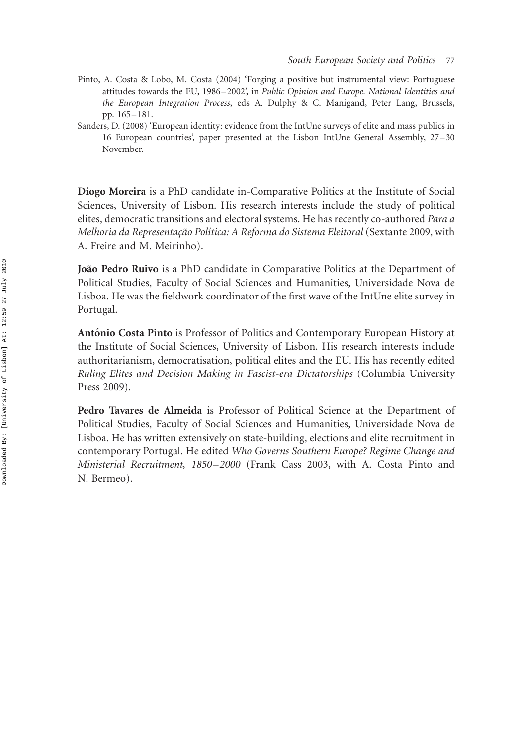Pinto, A. Costa & Lobo, M. Costa (2004) 'Forging a positive but instrumental view: Portuguese attitudes towards the EU, 1986–2002', in *Public Opinion and Europe. National Identities and the European Integration Process*, eds A. Dulphy & C. Manigand, Peter Lang, Brussels, pp. 165–181.

Sanders, D. (2008) 'European identity: evidence from the IntUne surveys of elite and mass publics in 16 European countries', paper presented at the Lisbon IntUne General Assembly, 27–30 November.

**Diogo Moreira** is a PhD candidate in-Comparative Politics at the Institute of Social Sciences, University of Lisbon. His research interests include the study of political elites, democratic transitions and electoral systems. He has recently co-authored *Para a Melhoria da Representação Política: A Reforma do Sistema Eleitoral* (Sextante 2009, with A. Freire and M. Meirinho).

**João Pedro Ruivo** is a PhD candidate in Comparative Politics at the Department of Political Studies, Faculty of Social Sciences and Humanities, Universidade Nova de Lisboa. He was the fieldwork coordinator of the first wave of the IntUne elite survey in Portugal.

**António Costa Pinto** is Professor of Politics and Contemporary European History at the Institute of Social Sciences, University of Lisbon. His research interests include authoritarianism, democratisation, political elites and the EU. His has recently edited *Ruling Elites and Decision Making in Fascist-era Dictatorships* (Columbia University Press 2009).

**Pedro Tavares de Almeida** is Professor of Political Science at the Department of Political Studies, Faculty of Social Sciences and Humanities, Universidade Nova de Lisboa. He has written extensively on state-building, elections and elite recruitment in contemporary Portugal. He edited *Who Governs Southern Europe? Regime Change and Ministerial Recruitment, 1850–2000* (Frank Cass 2003, with A. Costa Pinto and N. Bermeo).